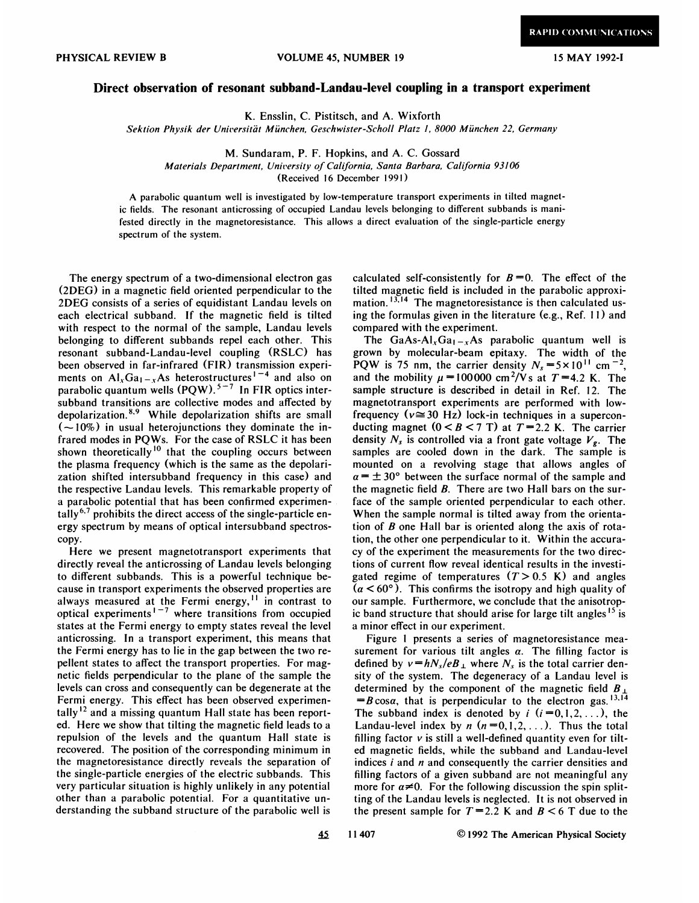# Direct observation of resonant subband-Landau-level coupling in a transport experiment

K. Ensslin, C. Pistitsch, and A. Wixforth

*Sektion Physik der Universität München, Geschwister-Scholl Platz 1, 8000 München 22, Germany*

M. Sundaram, P. F. Hopkins, and A. C. Gossard

*Materials Department, University of California, Santa Barbara, California 93106*

(Received 16 December 1991)

A parabolic quantum well is investigated by low-temperature transport experiments in tilted magnetic fields. The resonant anticrossing of occupied Landau levels belonging to different subbands is manifested directly in the magnetoresistance. This allows a direct evaluation of the single-particle energy spectrum of the system.

The energy spectrum of a two-dimensional electron gas (2DEG) in a magnetic field oriented perpendicular to the 2DEG consists of a series of equidistant Landau levels on each electrical subband. If the magnetic field is tilted with respect to the normal of the sample, Landau levels belonging to different subbands repel each other. This resonant subband-Landau-level coupling (RSLC) has been observed in far-infrared (FIR) transmission experiments on $Al_xGa_{1-x}As$ heterostructures[1-4] and also on parabolic quantum wells (PQW).[5-7] In FIR optics intersubband transitions are collective modes and affected by depolarization.[8,9] While depolarization shifts are small ($\sim 10\%$) in usual heterojunctions they dominate the infrared modes in PQWs. For the case of RSLC it has been shown theoretically[10] that the coupling occurs between the plasma frequency (which is the same as the depolarization shifted intersubband frequency in this case) and the respective Landau levels. This remarkable property of a parabolic potential that has been confirmed experimentally[6,7] prohibits the direct access of the single-particle energy spectrum by means of optical intersubband spectroscopy.

Here we present magnetotransport experiments that directly reveal the anticrossing of Landau levels belonging to different subbands. This is a powerful technique because in transport experiments the observed properties are always measured at the Fermi energy,[11] in contrast to optical experiments[1-7] where transitions from occupied states at the Fermi energy to empty states reveal the level anticrossing. In a transport experiment, this means that the Fermi energy has to lie in the gap between the two repellent states to affect the transport properties. For magnetic fields perpendicular to the plane of the sample the levels can cross and consequently can be degenerate at the Fermi energy. This effect has been observed experimentally[12] and a missing quantum Hall state has been reported. Here we show that tilting the magnetic field leads to a repulsion of the levels and the quantum Hall state is recovered. The position of the corresponding minimum in the magnetoresistance directly reveals the separation of the single-particle energies of the electric subbands. This very particular situation is highly unlikely in any potential other than a parabolic potential. For a quantitative understanding the subband structure of the parabolic well is calculated self-consistently for $B=0$. The effect of the tilted magnetic field is included in the parabolic approximation.[13,14] The magnetoresistance is then calculated using the formulas given in the literature (e.g., Ref. 11) and compared with the experiment.

The $GaAs-Al_xGa_{1-x}As$ parabolic quantum well is grown by molecular-beam epitaxy. The width of the PQW is 75 nm, the carrier density $N_s = 5\times 10^{11}$ cm$^{-2}$, and the mobility $\mu = 100000$ cm$^2$/V s at $T=4.2$ K. The sample structure is described in detail in Ref. 12. The magnetotransport experiments are performed with low-frequency ($\nu \cong 30$ Hz) lock-in techniques in a superconducting magnet ($0<B<7$ T) at $T=2.2$ K. The carrier density $N_s$ is controlled via a front gate voltage $V_g$. The samples are cooled down in the dark. The sample is mounted on a revolving stage that allows angles of $\alpha = \pm 30°$ between the surface normal of the sample and the magnetic field $B$. There are two Hall bars on the surface of the sample oriented perpendicular to each other. When the sample normal is tilted away from the orientation of $B$ one Hall bar is oriented along the axis of rotation, the other one perpendicular to it. Within the accuracy of the experiment the measurements for the two directions of current flow reveal identical results in the investigated regime of temperatures ($T>0.5$ K) and angles ($\alpha < 60°$). This confirms the isotropy and high quality of our sample. Furthermore, we conclude that the anisotropic band structure that should arise for large tilt angles[15] is a minor effect in our experiment.

Figure 1 presents a series of magnetoresistance measurement for various tilt angles $\alpha$. The filling factor is defined by $\nu = hN_s/eB_\perp$ where $N_s$ is the total carrier density of the system. The degeneracy of a Landau level is determined by the component of the magnetic field $B_\perp = B\cos\alpha$, that is perpendicular to the electron gas.[13,14] The subband index is denoted by $i$ ($i=0,1,2,\ldots$), the Landau-level index by $n$ ($n=0,1,2,\ldots$). Thus the total filling factor $\nu$ is still a well-defined quantity even for tilted magnetic fields, while the subband and Landau-level indices $i$ and $n$ and consequently the carrier densities and filling factors of a given subband are not meaningful any more for $\alpha \neq 0$. For the following discussion the spin splitting of the Landau levels is neglected. It is not observed in the present sample for $T=2.2$ K and $B<6$ T due to the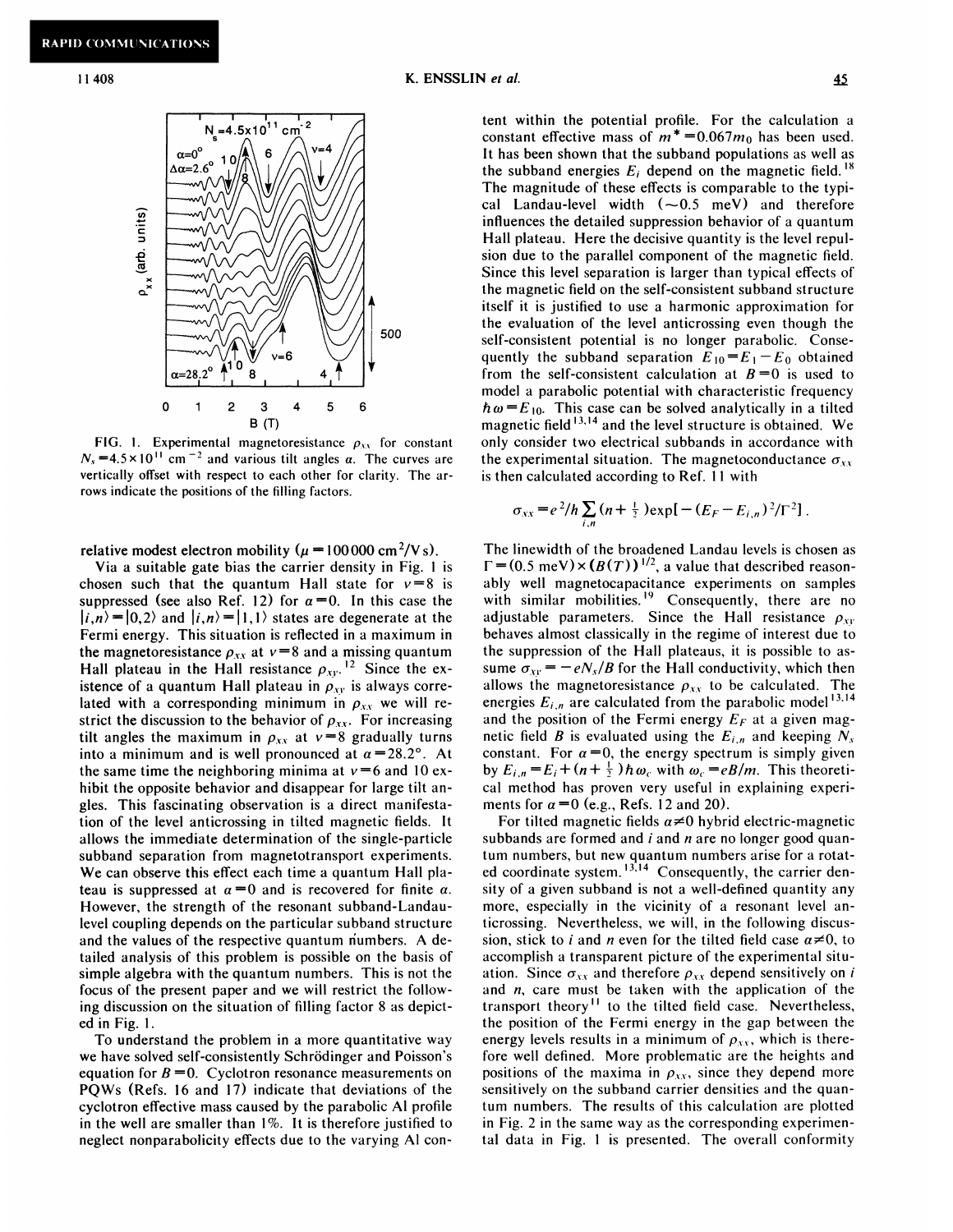FIG. 1. Experimental magnetoresistance $\rho_{xx}$ for constant $N_s = 4.5\times10^{11}$ cm$^{-2}$ and various tilt angles $\alpha$. The curves are vertically offset with respect to each other for clarity. The arrows indicate the positions of the filling factors.

relative modest electron mobility ($\mu = 100\,000$ cm$^2$/V s).

Via a suitable gate bias the carrier density in Fig. 1 is chosen such that the quantum Hall state for $\nu = 8$ is suppressed (see also Ref. 12) for $\alpha = 0$. In this case the $|i,n\rangle = |0,2\rangle$ and $|i,n\rangle = |1,1\rangle$ states are degenerate at the Fermi energy. This situation is reflected in a maximum in the magnetoresistance $\rho_{xx}$ at $\nu = 8$ and a missing quantum Hall plateau in the Hall resistance $\rho_{xy}$.[12] Since the existence of a quantum Hall plateau in $\rho_{xy}$ is always correlated with a corresponding minimum in $\rho_{xx}$ we will restrict the discussion to the behavior of $\rho_{xx}$. For increasing tilt angles the maximum in $\rho_{xx}$ at $\nu = 8$ gradually turns into a minimum and is well pronounced at $\alpha = 28.2°$. At the same time the neighboring minima at $\nu = 6$ and 10 exhibit the opposite behavior and disappear for large tilt angles. This fascinating observation is a direct manifestation of the level anticrossing in tilted magnetic fields. It allows the immediate determination of the single-particle subband separation from magnetotransport experiments. We can observe this effect each time a quantum Hall plateau is suppressed at $\alpha = 0$ and is recovered for finite $\alpha$. However, the strength of the resonant subband-Landau-level coupling depends on the particular subband structure and the values of the respective quantum numbers. A detailed analysis of this problem is possible on the basis of simple algebra with the quantum numbers. This is not the focus of the present paper and we will restrict the following discussion on the situation of filling factor 8 as depicted in Fig. 1.

To understand the problem in a more quantitative way we have solved self-consistently Schrödinger and Poisson's equation for $B = 0$. Cyclotron resonance measurements on PQWs (Refs. 16 and 17) indicate that deviations of the cyclotron effective mass caused by the parabolic Al profile in the well are smaller than 1%. It is therefore justified to neglect nonparabolicity effects due to the varying Al content within the potential profile. For the calculation a constant effective mass of $m^* = 0.067m_0$ has been used. It has been shown that the subband populations as well as the subband energies $E_i$ depend on the magnetic field.[18] The magnitude of these effects is comparable to the typical Landau-level width ($\sim$0.5 meV) and therefore influences the detailed suppression behavior of a quantum Hall plateau. Here the decisive quantity is the level repulsion due to the parallel component of the magnetic field. Since this level separation is larger than typical effects of the magnetic field on the self-consistent subband structure itself it is justified to use a harmonic approximation for the evaluation of the level anticrossing even though the self-consistent potential is no longer parabolic. Consequently the subband separation $E_{10} = E_1 - E_0$ obtained from the self-consistent calculation at $B = 0$ is used to model a parabolic potential with characteristic frequency $\hbar\omega = E_{10}$. This case can be solved analytically in a tilted magnetic field[13,14] and the level structure is obtained. We only consider two electrical subbands in accordance with the experimental situation. The magnetoconductance $\sigma_{xx}$ is then calculated according to Ref. 11 with

$$\sigma_{xx} = e^2/h \sum_{i,n} (n + \tfrac{1}{2}) \exp[-(E_F - E_{i,n})^2/\Gamma^2] \, .$$

The linewidth of the broadened Landau levels is chosen as $\Gamma = (0.5 \text{ meV}) \times (B(T))^{1/2}$, a value that described reasonably well magnetocapacitance experiments on samples with similar mobilities.[19] Consequently, there are no adjustable parameters. Since the Hall resistance $\rho_{xy}$ behaves almost classically in the regime of interest due to the suppression of the Hall plateaus, it is possible to assume $\sigma_{xy} = -eN_s/B$ for the Hall conductivity, which then allows the magnetoresistance $\rho_{xx}$ to be calculated. The energies $E_{i,n}$ are calculated from the parabolic model[13,14] and the position of the Fermi energy $E_F$ at a given magnetic field $B$ is evaluated using the $E_{i,n}$ and keeping $N_s$ constant. For $\alpha = 0$, the energy spectrum is simply given by $E_{i,n} = E_i + (n + \frac{1}{2})\hbar\omega_c$ with $\omega_c = eB/m$. This theoretical method has proven very useful in explaining experiments for $\alpha = 0$ (e.g., Refs. 12 and 20).

For tilted magnetic fields $\alpha \neq 0$ hybrid electric-magnetic subbands are formed and $i$ and $n$ are no longer good quantum numbers, but new quantum numbers arise for a rotated coordinate system.[13,14] Consequently, the carrier density of a given subband is not a well-defined quantity any more, especially in the vicinity of a resonant level anticrossing. Nevertheless, we will, in the following discussion, stick to $i$ and $n$ even for the tilted field case $\alpha \neq 0$, to accomplish a transparent picture of the experimental situation. Since $\sigma_{xx}$ and therefore $\rho_{xx}$ depend sensitively on $i$ and $n$, care must be taken with the application of the transport theory[11] to the tilted field case. Nevertheless, the position of the Fermi energy in the gap between the energy levels results in a minimum of $\rho_{xx}$, which is therefore well defined. More problematic are the heights and positions of the maxima in $\rho_{xx}$, since they depend more sensitively on the subband carrier densities and the quantum numbers. The results of this calculation are plotted in Fig. 2 in the same way as the corresponding experimental data in Fig. 1 is presented. The overall conformity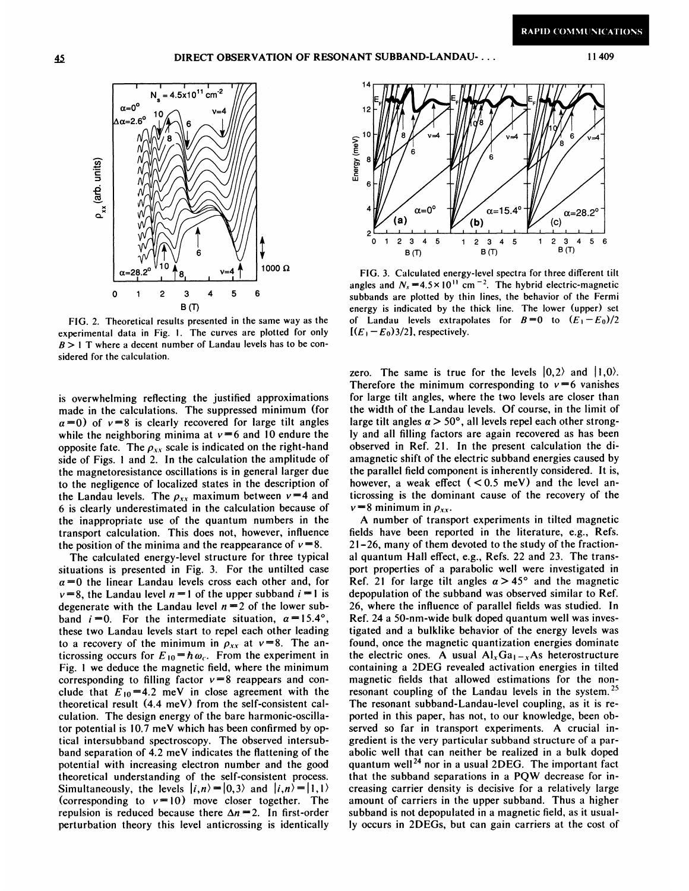FIG. 2. Theoretical results presented in the same way as the experimental data in Fig. 1. The curves are plotted for only $B > 1$ T where a decent number of Landau levels has to be considered for the calculation.

FIG. 3. Calculated energy-level spectra for three different tilt angles and $N_s = 4.5\times10^{11}$ cm$^{-2}$. The hybrid electric-magnetic subbands are plotted by thin lines, the behavior of the Fermi energy is indicated by the thick line. The lower (upper) set of Landau levels extrapolates for $B=0$ to $(E_1 - E_0)/2$ $[(E_1 - E_0)3/2]$, respectively.

is overwhelming reflecting the justified approximations made in the calculations. The suppressed minimum (for $\alpha = 0$) of $\nu = 8$ is clearly recovered for large tilt angles while the neighboring minima at $\nu = 6$ and 10 endure the opposite fate. The $\rho_{xx}$ scale is indicated on the right-hand side of Figs. 1 and 2. In the calculation the amplitude of the magnetoresistance oscillations is in general larger due to the negligence of localized states in the description of the Landau levels. The $\rho_{xx}$ maximum between $\nu = 4$ and 6 is clearly underestimated in the calculation because of the inappropriate use of the quantum numbers in the transport calculation. This does not, however, influence the position of the minima and the reappearance of $\nu = 8$.

The calculated energy-level structure for three typical situations is presented in Fig. 3. For the untilted case $\alpha = 0$ the linear Landau levels cross each other and, for $\nu = 8$, the Landau level $n = 1$ of the upper subband $i = 1$ is degenerate with the Landau level $n = 2$ of the lower subband $i = 0$. For the intermediate situation, $\alpha = 15.4°$, these two Landau levels start to repel each other leading to a recovery of the minimum in $\rho_{xx}$ at $\nu = 8$. The anticrossing occurs for $E_{10} = \hbar\omega_c$. From the experiment in Fig. 1 we deduce the magnetic field, where the minimum corresponding to filling factor $\nu = 8$ reappears and conclude that $E_{10} = 4.2$ meV in close agreement with the theoretical result (4.4 meV) from the self-consistent calculation. The design energy of the bare harmonic-oscillator potential is 10.7 meV which has been confirmed by optical intersubband spectroscopy. The observed intersubband separation of 4.2 meV indicates the flattening of the potential with increasing electron number and the good theoretical understanding of the self-consistent process. Simultaneously, the levels $|i,n\rangle = |0,3\rangle$ and $|i,n\rangle = |1,1\rangle$ (corresponding to $\nu = 10$) move closer together. The repulsion is reduced because there $\Delta n = 2$. In first-order perturbation theory this level anticrossing is identically zero. The same is true for the levels $|0,2\rangle$ and $|1,0\rangle$. Therefore the minimum corresponding to $\nu = 6$ vanishes for large tilt angles, where the two levels are closer than the width of the Landau levels. Of course, in the limit of large tilt angles $\alpha > 50°$, all levels repel each other strongly and all filling factors are again recovered as has been observed in Ref. 21. In the present calculation the diamagnetic shift of the electric subband energies caused by the parallel field component is inherently considered. It is, however, a weak effect ($< 0.5$ meV) and the level anticrossing is the dominant cause of the recovery of the $\nu = 8$ minimum in $\rho_{xx}$.

A number of transport experiments in tilted magnetic fields have been reported in the literature, e.g., Refs. 21–26, many of them devoted to the study of the fractional quantum Hall effect, e.g., Refs. 22 and 23. The transport properties of a parabolic well were investigated in Ref. 21 for large tilt angles $\alpha > 45°$ and the magnetic depopulation of the subband was observed similar to Ref. 26, where the influence of parallel fields was studied. In Ref. 24 a 50-nm-wide bulk doped quantum well was investigated and a bulklike behavior of the energy levels was found, once the magnetic quantization energies dominate the electric ones. A usual $Al_xGa_{1-x}As$ heterostructure containing a 2DEG revealed activation energies in tilted magnetic fields that allowed estimations for the nonresonant coupling of the Landau levels in the system.[25] The resonant subband-Landau-level coupling, as it is reported in this paper, has not, to our knowledge, been observed so far in transport experiments. A crucial ingredient is the very particular subband structure of a parabolic well that can neither be realized in a bulk doped quantum well[24] nor in a usual 2DEG. The important fact that the subband separations in a PQW decrease for increasing carrier density is decisive for a relatively large amount of carriers in the upper subband. Thus a higher subband is not depopulated in a magnetic field, as it usually occurs in 2DEGs, but can gain carriers at the cost of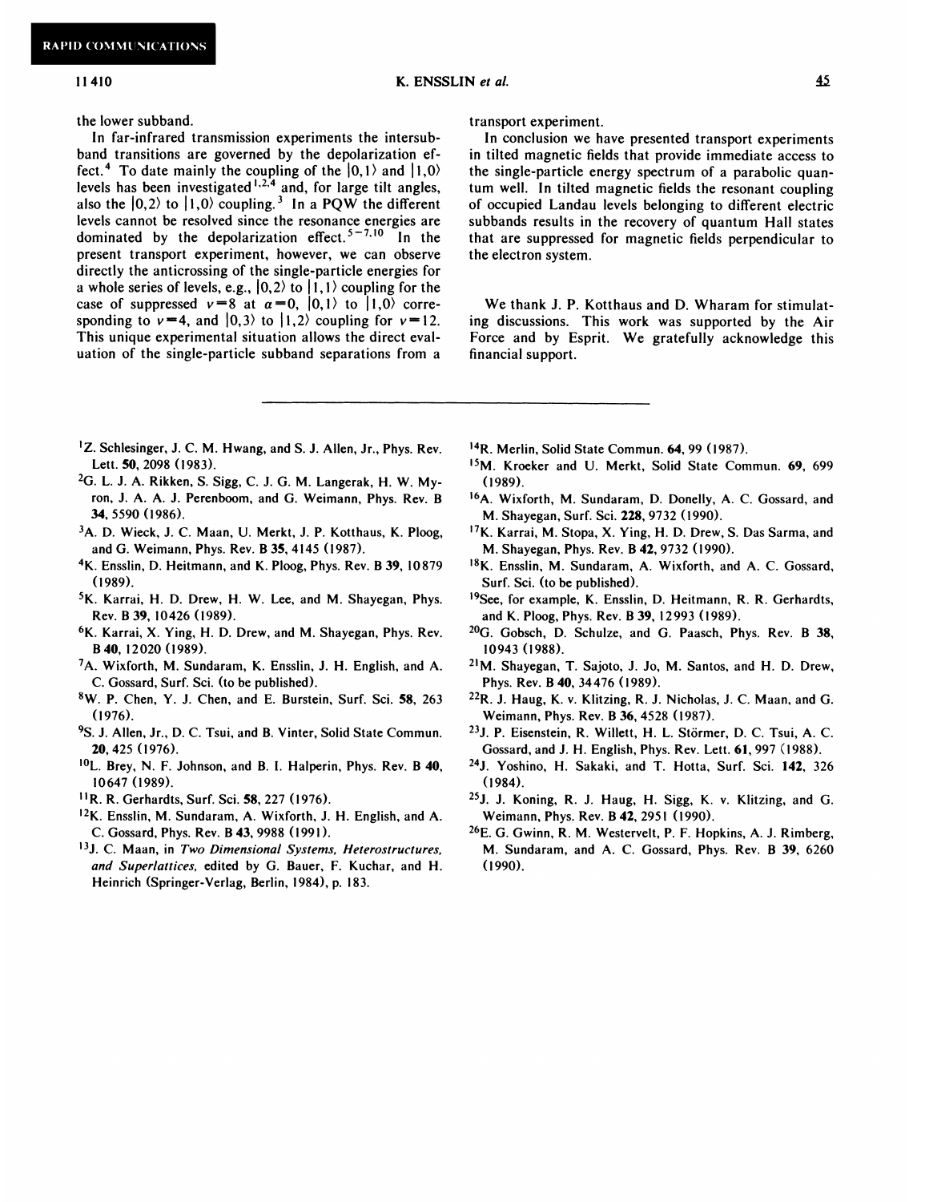the lower subband.

In far-infrared transmission experiments the intersubband transitions are governed by the depolarization effect.[4] To date mainly the coupling of the $|0,1\rangle$ and $|1,0\rangle$ levels has been investigated[1,2,4] and, for large tilt angles, also the $|0,2\rangle$ to $|1,0\rangle$ coupling.[3] In a PQW the different levels cannot be resolved since the resonance energies are dominated by the depolarization effect.[5-7,10] In the present transport experiment, however, we can observe directly the anticrossing of the single-particle energies for a whole series of levels, e.g., $|0,2\rangle$ to $|1,1\rangle$ coupling for the case of suppressed $\nu=8$ at $\alpha=0$, $|0,1\rangle$ to $|1,0\rangle$ corresponding to $\nu=4$, and $|0,3\rangle$ to $|1,2\rangle$ coupling for $\nu=12$. This unique experimental situation allows the direct evaluation of the single-particle subband separations from a transport experiment.

In conclusion we have presented transport experiments in tilted magnetic fields that provide immediate access to the single-particle energy spectrum of a parabolic quantum well. In tilted magnetic fields the resonant coupling of occupied Landau levels belonging to different electric subbands results in the recovery of quantum Hall states that are suppressed for magnetic fields perpendicular to the electron system.

We thank J. P. Kotthaus and D. Wharam for stimulating discussions. This work was supported by the Air Force and by Esprit. We gratefully acknowledge this financial support.

---

[1] Z. Schlesinger, J. C. M. Hwang, and S. J. Allen, Jr., Phys. Rev. Lett. **50**, 2098 (1983).

[2] G. L. J. A. Rikken, S. Sigg, C. J. G. M. Langerak, H. W. Myron, J. A. A. J. Perenboom, and G. Weimann, Phys. Rev. B **34**, 5590 (1986).

[3] A. D. Wieck, J. C. Maan, U. Merkt, J. P. Kotthaus, K. Ploog, and G. Weimann, Phys. Rev. B **35**, 4145 (1987).

[4] K. Ensslin, D. Heitmann, and K. Ploog, Phys. Rev. B **39**, 10879 (1989).

[5] K. Karrai, H. D. Drew, H. W. Lee, and M. Shayegan, Phys. Rev. B **39**, 10426 (1989).

[6] K. Karrai, X. Ying, H. D. Drew, and M. Shayegan, Phys. Rev. B **40**, 12020 (1989).

[7] A. Wixforth, M. Sundaram, K. Ensslin, J. H. English, and A. C. Gossard, Surf. Sci. (to be published).

[8] W. P. Chen, Y. J. Chen, and E. Burstein, Surf. Sci. **58**, 263 (1976).

[9] S. J. Allen, Jr., D. C. Tsui, and B. Vinter, Solid State Commun. **20**, 425 (1976).

[10] L. Brey, N. F. Johnson, and B. I. Halperin, Phys. Rev. B **40**, 10647 (1989).

[11] R. R. Gerhardts, Surf. Sci. **58**, 227 (1976).

[12] K. Ensslin, M. Sundaram, A. Wixforth, J. H. English, and A. C. Gossard, Phys. Rev. B **43**, 9988 (1991).

[13] J. C. Maan, in *Two Dimensional Systems, Heterostructures, and Superlattices*, edited by G. Bauer, F. Kuchar, and H. Heinrich (Springer-Verlag, Berlin, 1984), p. 183.

[14] R. Merlin, Solid State Commun. **64**, 99 (1987).

[15] M. Kroeker and U. Merkt, Solid State Commun. **69**, 699 (1989).

[16] A. Wixforth, M. Sundaram, D. Donelly, A. C. Gossard, and M. Shayegan, Surf. Sci. **228**, 9732 (1990).

[17] K. Karrai, M. Stopa, X. Ying, H. D. Drew, S. Das Sarma, and M. Shayegan, Phys. Rev. B **42**, 9732 (1990).

[18] K. Ensslin, M. Sundaram, A. Wixforth, and A. C. Gossard, Surf. Sci. (to be published).

[19] See, for example, K. Ensslin, D. Heitmann, R. R. Gerhardts, and K. Ploog, Phys. Rev. B **39**, 12993 (1989).

[20] G. Gobsch, D. Schulze, and G. Paasch, Phys. Rev. B **38**, 10943 (1988).

[21] M. Shayegan, T. Sajoto, J. Jo, M. Santos, and H. D. Drew, Phys. Rev. B **40**, 34476 (1989).

[22] R. J. Haug, K. v. Klitzing, R. J. Nicholas, J. C. Maan, and G. Weimann, Phys. Rev. B **36**, 4528 (1987).

[23] J. P. Eisenstein, R. Willett, H. L. Störmer, D. C. Tsui, A. C. Gossard, and J. H. English, Phys. Rev. Lett. **61**, 997 (1988).

[24] J. Yoshino, H. Sakaki, and T. Hotta, Surf. Sci. **142**, 326 (1984).

[25] J. J. Koning, R. J. Haug, H. Sigg, K. v. Klitzing, and G. Weimann, Phys. Rev. B **42**, 2951 (1990).

[26] E. G. Gwinn, R. M. Westervelt, P. F. Hopkins, A. J. Rimberg, M. Sundaram, and A. C. Gossard, Phys. Rev. B **39**, 6260 (1990).